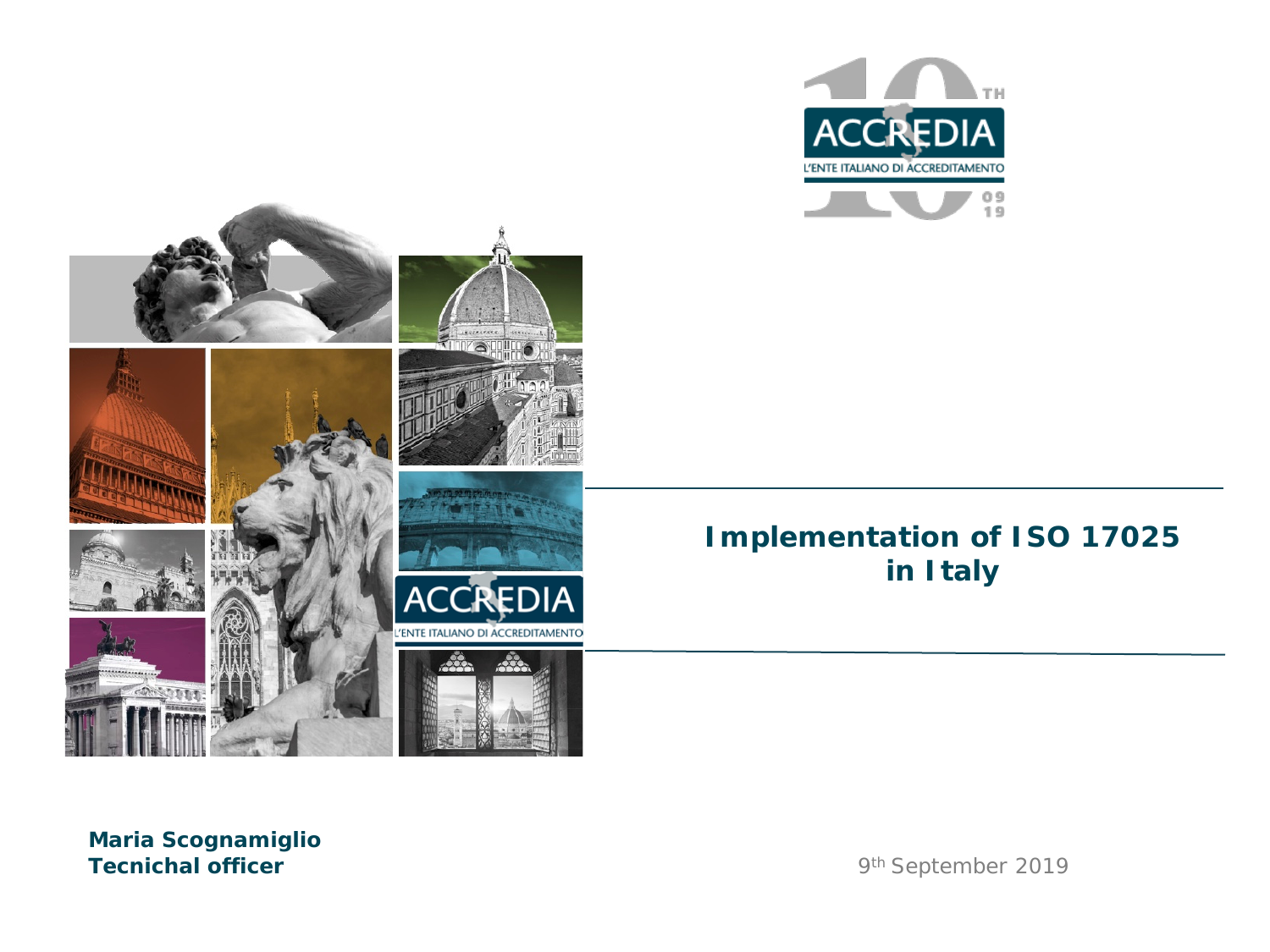# Implementation of ISO 17025 in Italy

**Maria Scognamiglio**
**Tecnichal officer**

9th September 2019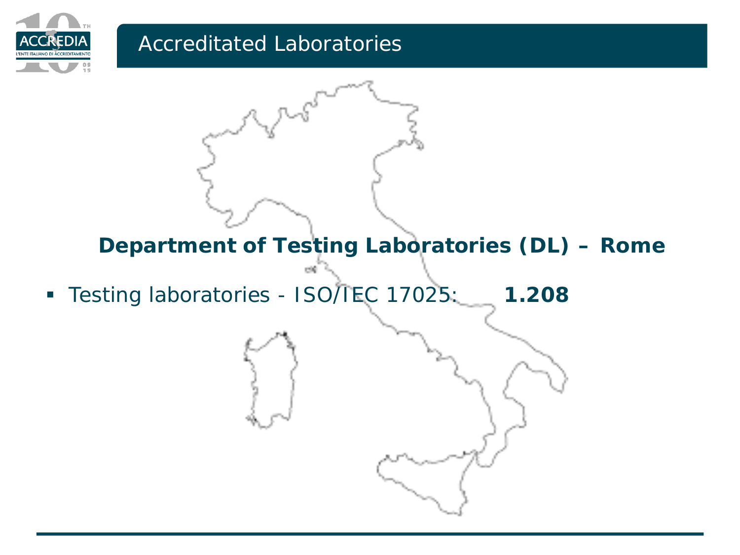# Accredited Laboratories

## Department of Testing Laboratories (DL) – Rome

- Testing laboratories - ISO/IEC 17025: **1.208**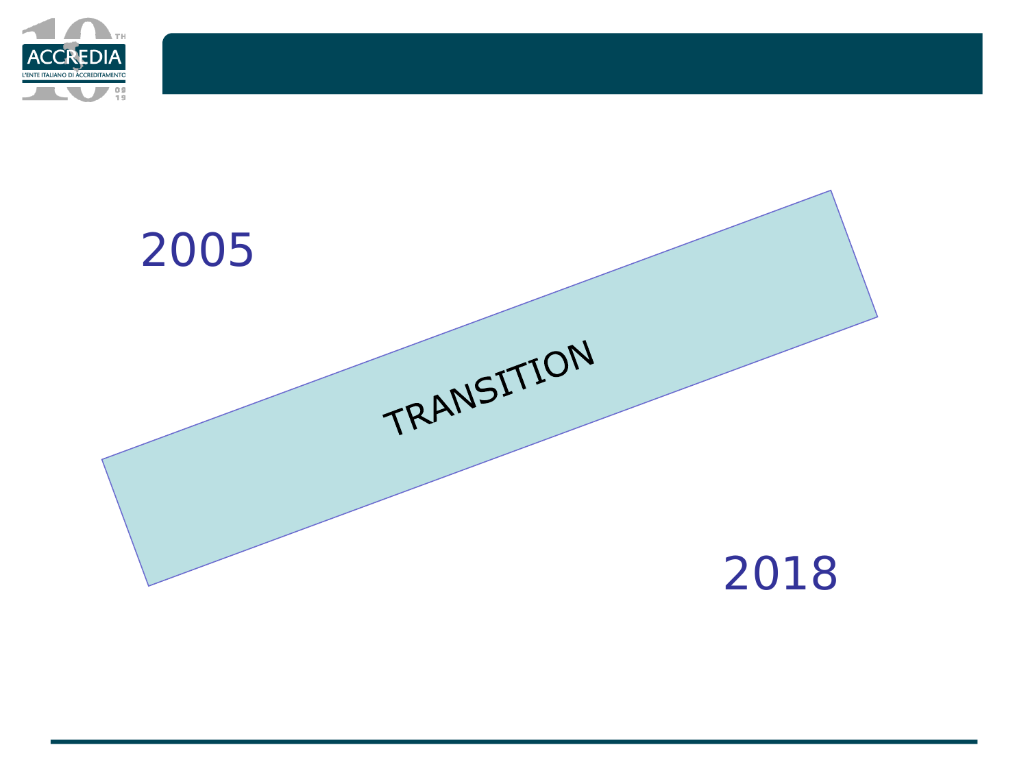2005

TRANSITION

2018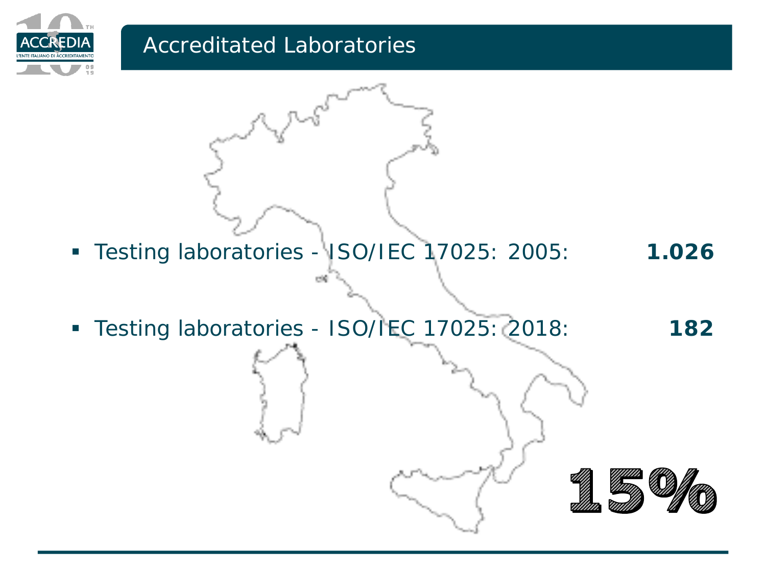# Accreditated Laboratories

- Testing laboratories - ISO/IEC 17025: 2005: **1.026**
- Testing laboratories - ISO/IEC 17025: 2018: **182**

**15%**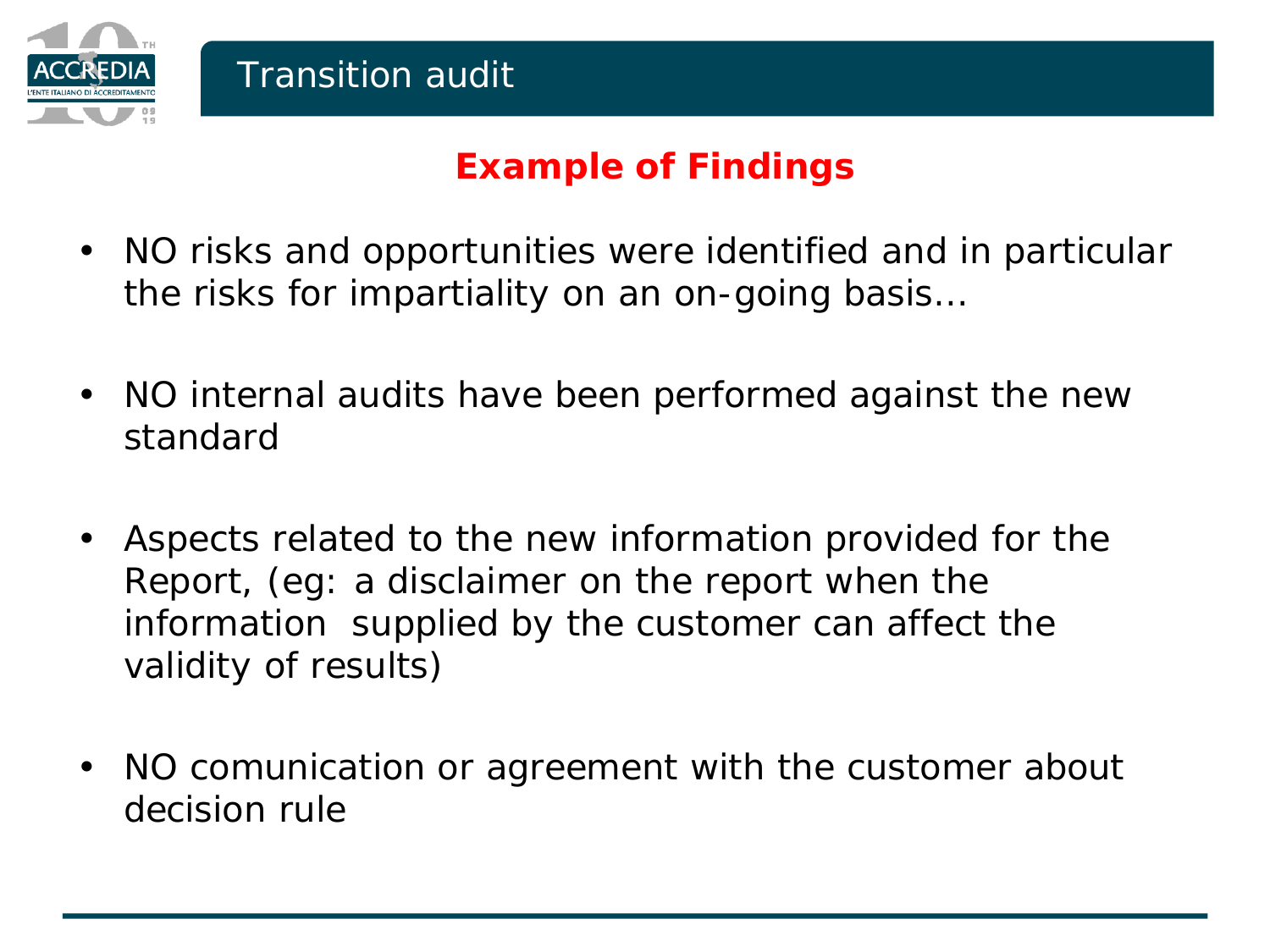# Transition audit

## Example of Findings

- NO risks and opportunities were identified and in particular the risks for impartiality on an on-going basis…
- NO internal audits have been performed against the new standard
- Aspects related to the new information provided for the Report, (eg: a disclaimer on the report when the information supplied by the customer can affect the validity of results)
- NO comunication or agreement with the customer about decision rule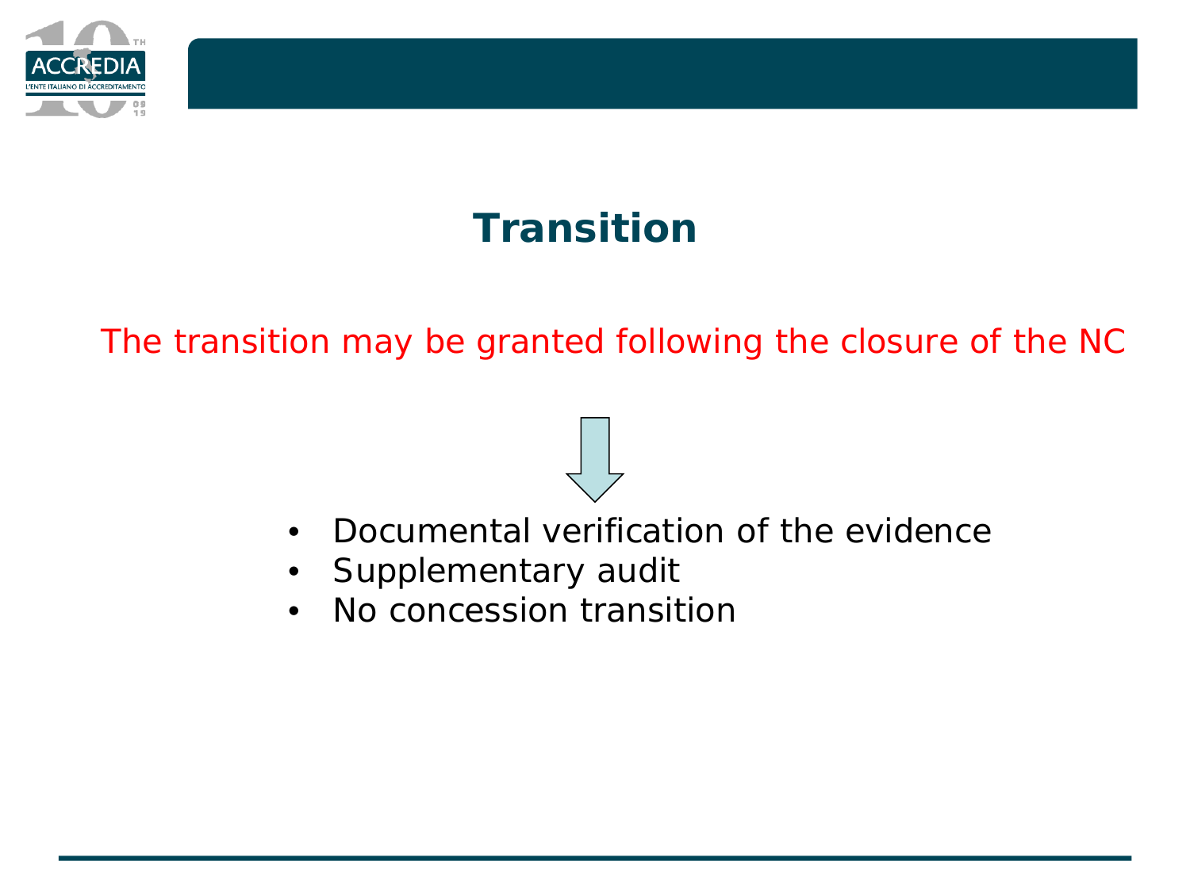# Transition

The transition may be granted following the closure of the NC

↓

- Documental verification of the evidence
- Supplementary audit
- No concession transition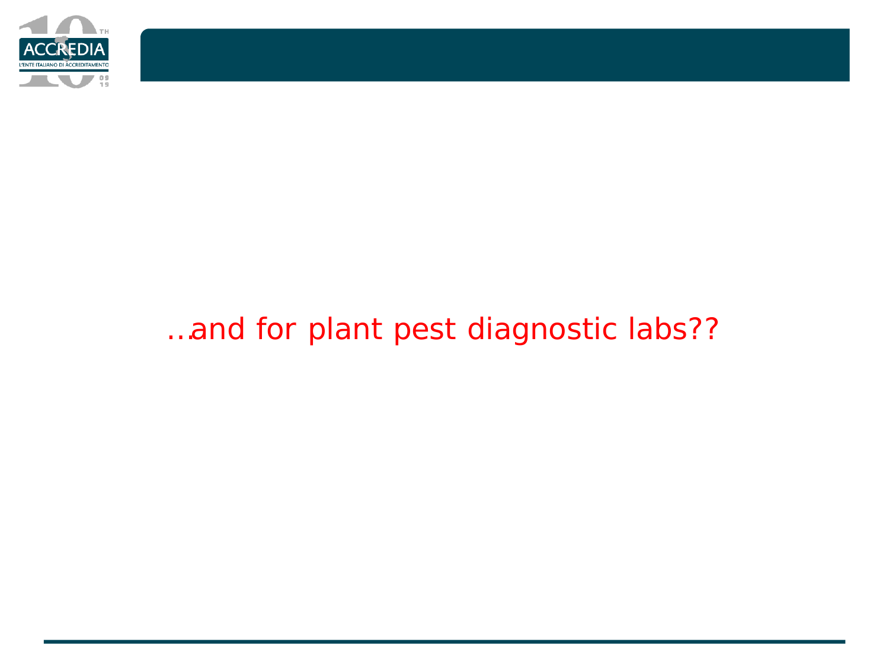…and for plant pest diagnostic labs??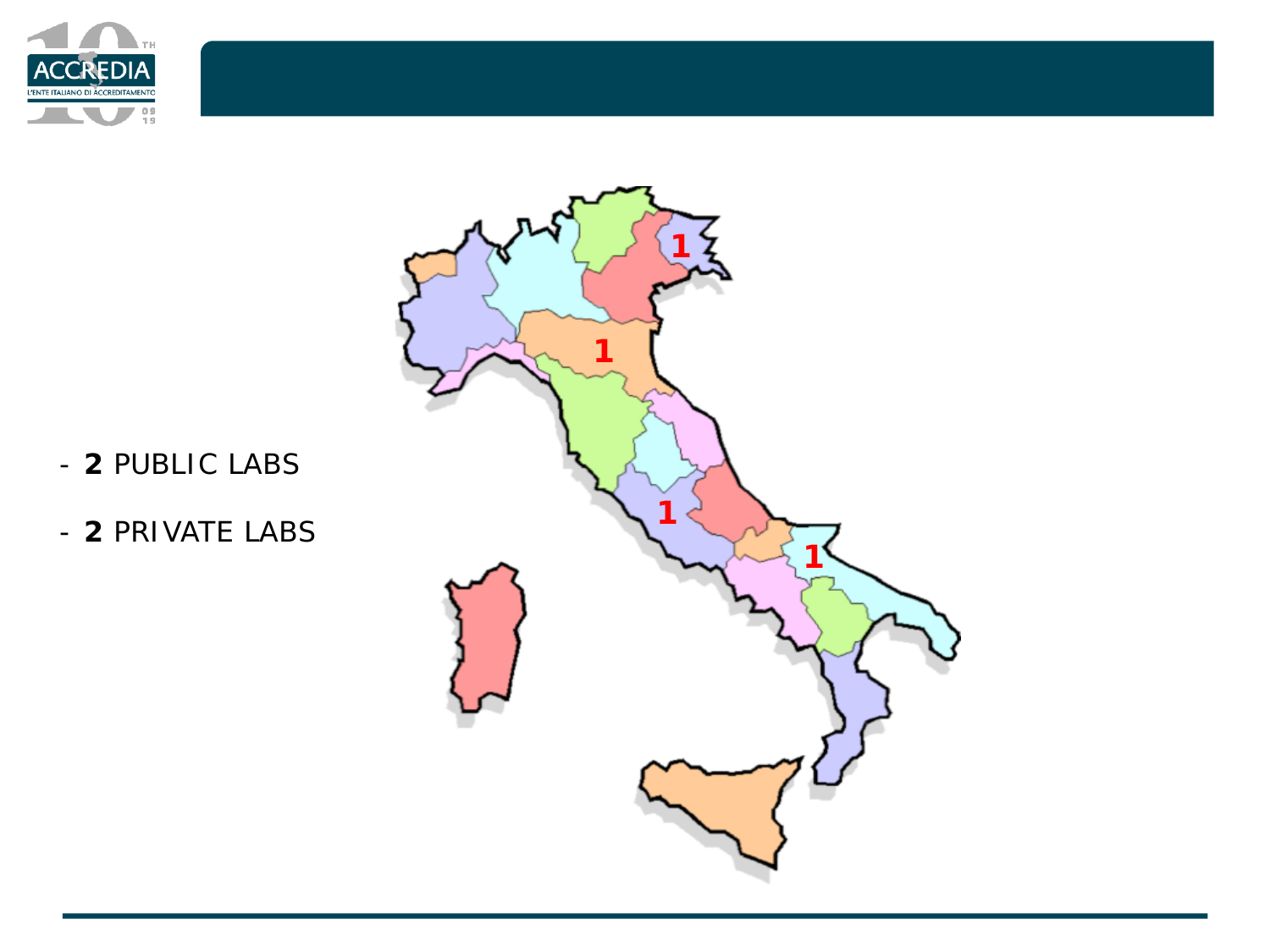- **2** PUBLIC LABS
- **2** PRIVATE LABS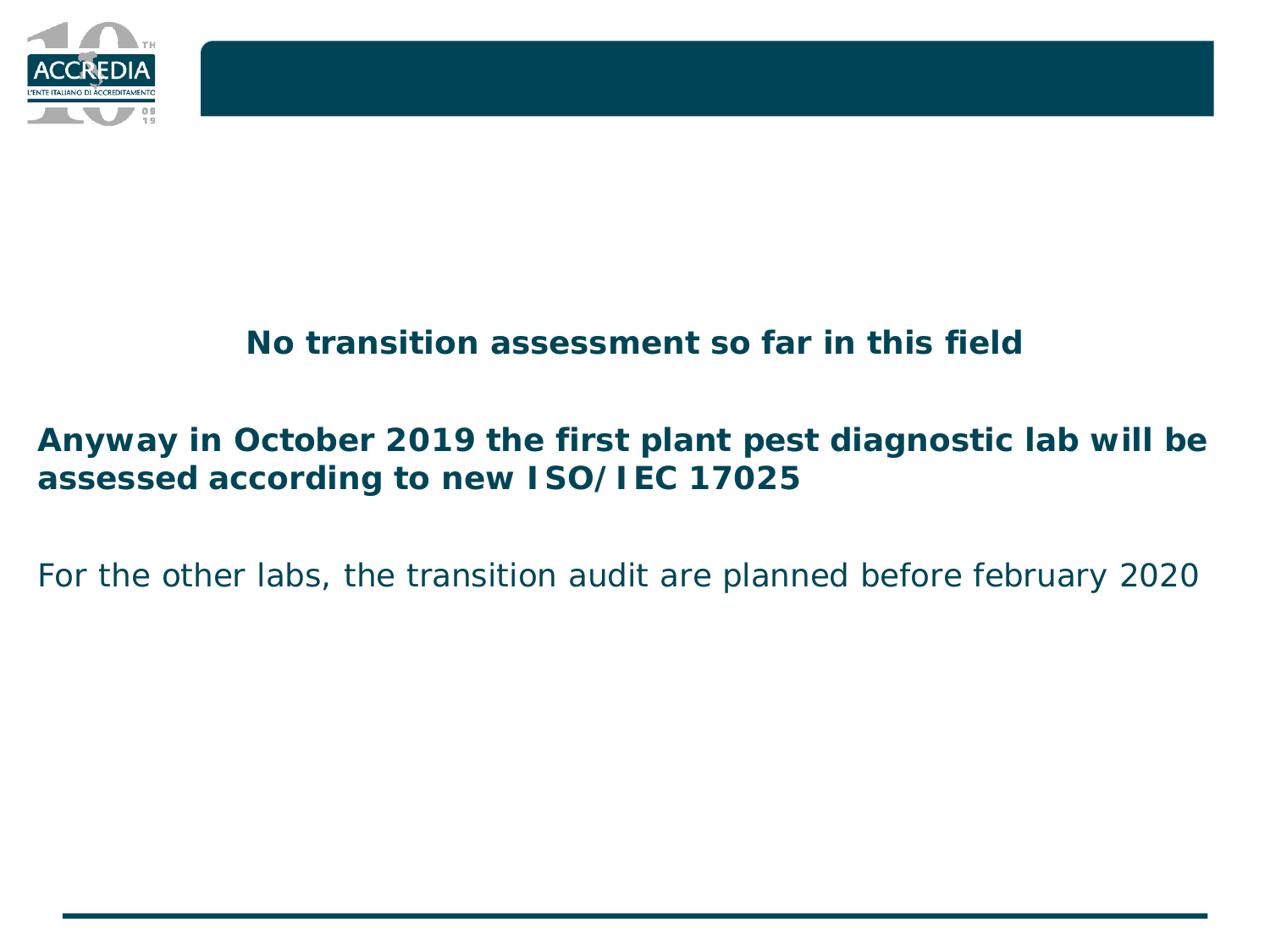**No transition assessment so far in this field**

**Anyway in October 2019 the first plant pest diagnostic lab will be assessed according to new ISO/IEC 17025**

For the other labs, the transition audit are planned before february 2020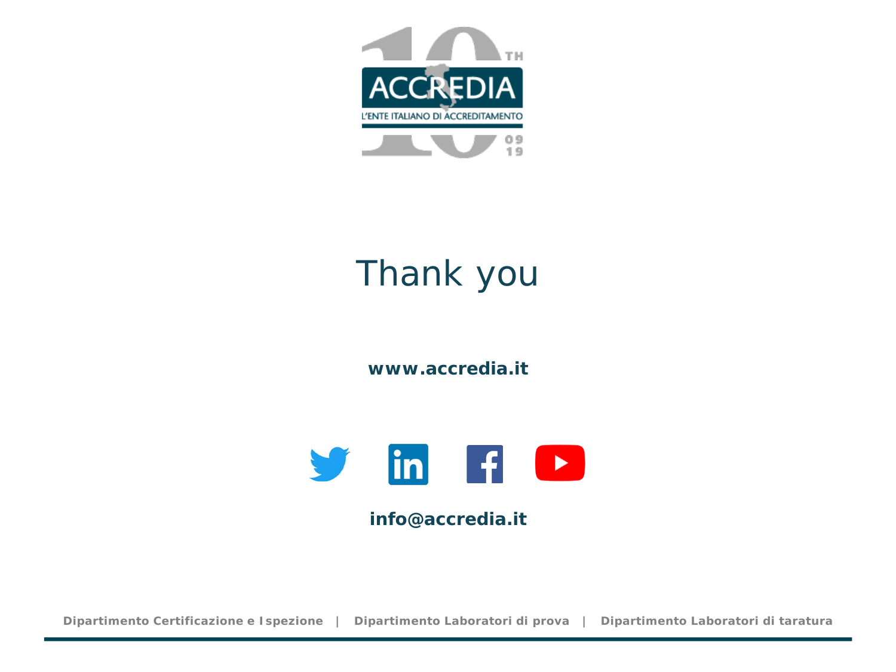# Thank you

**www.accredia.it**

**info@accredia.it**

Dipartimento Certificazione e Ispezione | Dipartimento Laboratori di prova | Dipartimento Laboratori di taratura